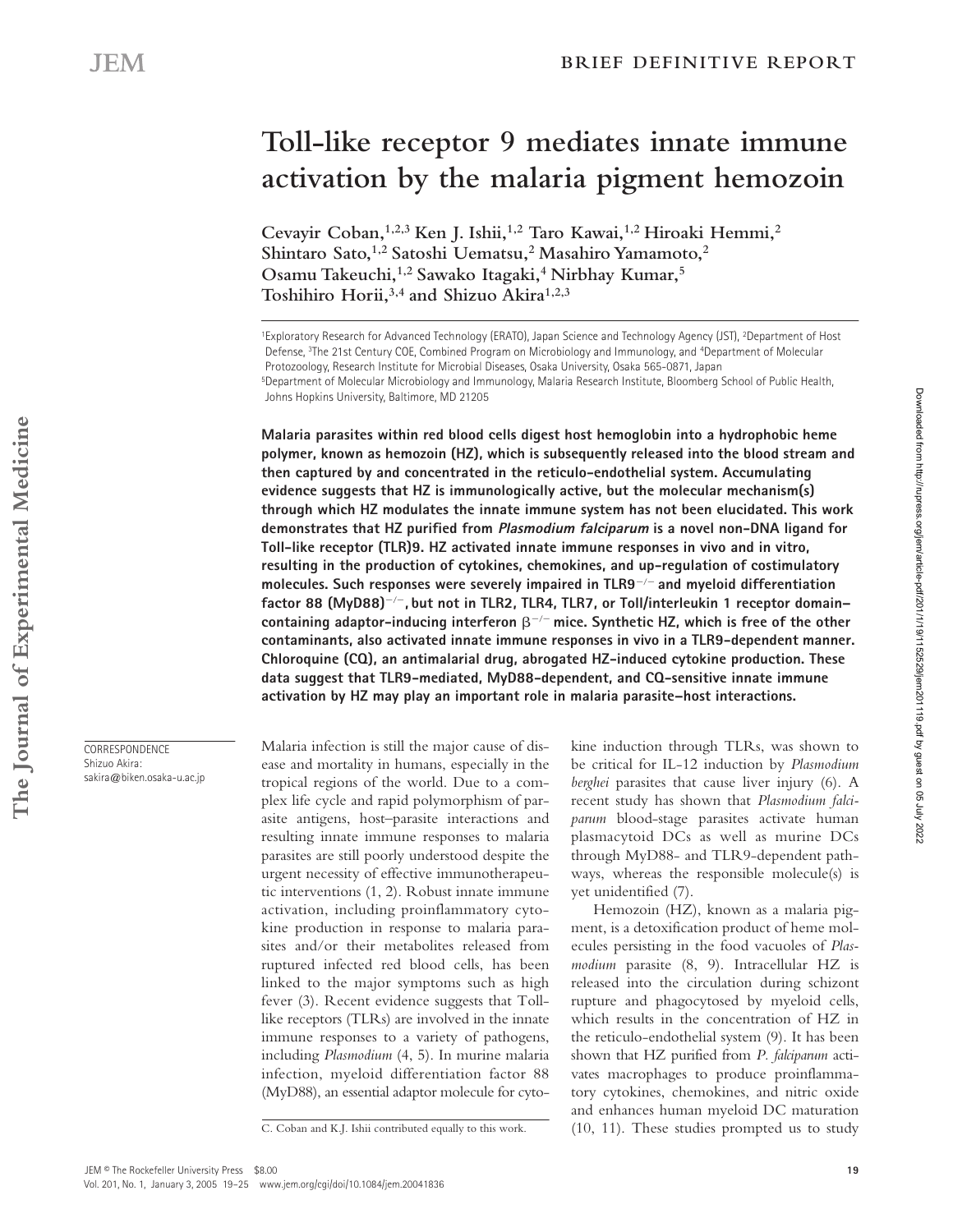# Toll-like receptor 9 mediates innate immune activation by the malaria pigment hemozoin

Cevayir Coban,[1,2,3] Ken J. Ishii,[1,2] Taro Kawai,[1,2] Hiroaki Hemmi,[2] Shintaro Sato,[1,2] Satoshi Uematsu,[2] Masahiro Yamamoto,[2] Osamu Takeuchi,[1,2] Sawako Itagaki,[4] Nirbhay Kumar,[5] Toshihiro Horii,[3,4] and Shizuo Akira[1,2,3]

[1]Exploratory Research for Advanced Technology (ERATO), Japan Science and Technology Agency (JST), [2]Department of Host Defense, [3]The 21st Century COE, Combined Program on Microbiology and Immunology, and [4]Department of Molecular Protozoology, Research Institute for Microbial Diseases, Osaka University, Osaka 565-0871, Japan
[5]Department of Molecular Microbiology and Immunology, Malaria Research Institute, Bloomberg School of Public Health, Johns Hopkins University, Baltimore, MD 21205

**Malaria parasites within red blood cells digest host hemoglobin into a hydrophobic heme polymer, known as hemozoin (HZ), which is subsequently released into the blood stream and then captured by and concentrated in the reticulo-endothelial system. Accumulating evidence suggests that HZ is immunologically active, but the molecular mechanism(s) through which HZ modulates the innate immune system has not been elucidated. This work demonstrates that HZ purified from *Plasmodium falciparum* is a novel non–DNA ligand for Toll-like receptor (TLR)9. HZ activated innate immune responses in vivo and in vitro, resulting in the production of cytokines, chemokines, and up-regulation of costimulatory molecules. Such responses were severely impaired in TLR9$^{-/-}$ and myeloid differentiation factor 88 (MyD88)$^{-/-}$, but not in TLR2, TLR4, TLR7, or Toll/interleukin 1 receptor domain–containing adaptor-inducing interferon β$^{-/-}$ mice. Synthetic HZ, which is free of the other contaminants, also activated innate immune responses in vivo in a TLR9-dependent manner. Chloroquine (CQ), an antimalarial drug, abrogated HZ-induced cytokine production. These data suggest that TLR9-mediated, MyD88-dependent, and CQ-sensitive innate immune activation by HZ may play an important role in malaria parasite–host interactions.**

CORRESPONDENCE
Shizuo Akira:
sakira@biken.osaka-u.ac.jp

Malaria infection is still the major cause of disease and mortality in humans, especially in the tropical regions of the world. Due to a complex life cycle and rapid polymorphism of parasite antigens, host–parasite interactions and resulting innate immune responses to malaria parasites are still poorly understood despite the urgent necessity of effective immunotherapeutic interventions (1, 2). Robust innate immune activation, including proinflammatory cytokine production in response to malaria parasites and/or their metabolites released from ruptured infected red blood cells, has been linked to the major symptoms such as high fever (3). Recent evidence suggests that Toll-like receptors (TLRs) are involved in the innate immune responses to a variety of pathogens, including *Plasmodium* (4, 5). In murine malaria infection, myeloid differentiation factor 88 (MyD88), an essential adaptor molecule for cytokine induction through TLRs, was shown to be critical for IL-12 induction by *Plasmodium berghei* parasites that cause liver injury (6). A recent study has shown that *Plasmodium falciparum* blood-stage parasites activate human plasmacytoid DCs as well as murine DCs through MyD88- and TLR9-dependent pathways, whereas the responsible molecule(s) is yet unidentified (7).

Hemozoin (HZ), known as a malaria pigment, is a detoxification product of heme molecules persisting in the food vacuoles of *Plasmodium* parasite (8, 9). Intracellular HZ is released into the circulation during schizont rupture and phagocytosed by myeloid cells, which results in the concentration of HZ in the reticulo-endothelial system (9). It has been shown that HZ purified from *P. falciparum* activates macrophages to produce proinflammatory cytokines, chemokines, and nitric oxide and enhances human myeloid DC maturation (10, 11). These studies prompted us to study

C. Coban and K.J. Ishii contributed equally to this work.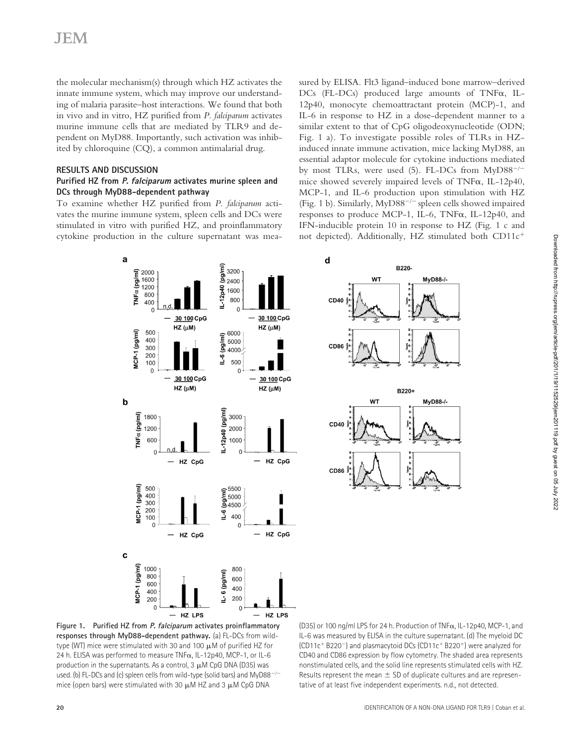the molecular mechanism(s) through which HZ activates the innate immune system, which may improve our understanding of malaria parasite–host interactions. We found that both in vivo and in vitro, HZ purified from *P. falciparum* activates murine immune cells that are mediated by TLR9 and dependent on MyD88. Importantly, such activation was inhibited by chloroquine (CQ), a common antimalarial drug.

## RESULTS AND DISCUSSION

### Purified HZ from *P. falciparum* activates murine spleen and DCs through MyD88-dependent pathway

To examine whether HZ purified from *P. falciparum* activates the murine immune system, spleen cells and DCs were stimulated in vitro with purified HZ, and proinflammatory cytokine production in the culture supernatant was measured by ELISA. Flt3 ligand–induced bone marrow–derived DCs (FL-DCs) produced large amounts of TNFα, IL-12p40, monocyte chemoattractant protein (MCP)-1, and IL-6 in response to HZ in a dose-dependent manner to a similar extent to that of CpG oligodeoxynucleotide (ODN; Fig. 1 a). To investigate possible roles of TLRs in HZ-induced innate immune activation, mice lacking MyD88, an essential adaptor molecule for cytokine inductions mediated by most TLRs, were used (5). FL-DCs from MyD88$^{-/-}$ mice showed severely impaired levels of TNFα, IL-12p40, MCP-1, and IL-6 production upon stimulation with HZ (Fig. 1 b). Similarly, MyD88$^{-/-}$ spleen cells showed impaired responses to produce MCP-1, IL-6, TNFα, IL-12p40, and IFN-inducible protein 10 in response to HZ (Fig. 1 c and not depicted). Additionally, HZ stimulated both CD11c$^{+}$

**Figure 1. Purified HZ from *P. falciparum* activates proinflammatory responses through MyD88-dependent pathway.** (a) FL-DCs from wild-type (WT) mice were stimulated with 30 and 100 μM of purified HZ for 24 h. ELISA was performed to measure TNFα, IL-12p40, MCP-1, or IL-6 production in the supernatants. As a control, 3 μM CpG DNA (D35) was used. (b) FL-DCs and (c) spleen cells from wild-type (solid bars) and MyD88$^{-/-}$ mice (open bars) were stimulated with 30 μM HZ and 3 μM CpG DNA (D35) or 100 ng/ml LPS for 24 h. Production of TNFα, IL-12p40, MCP-1, and IL-6 was measured by ELISA in the culture supernatant. (d) The myeloid DC (CD11c$^{+}$ B220$^{-}$) and plasmacytoid DCs (CD11c$^{+}$ B220$^{+}$) were analyzed for CD40 and CD86 expression by flow cytometry. The shaded area represents nonstimulated cells, and the solid line represents stimulated cells with HZ. Results represent the mean ± SD of duplicate cultures and are representative of at least five independent experiments. n.d., not detected.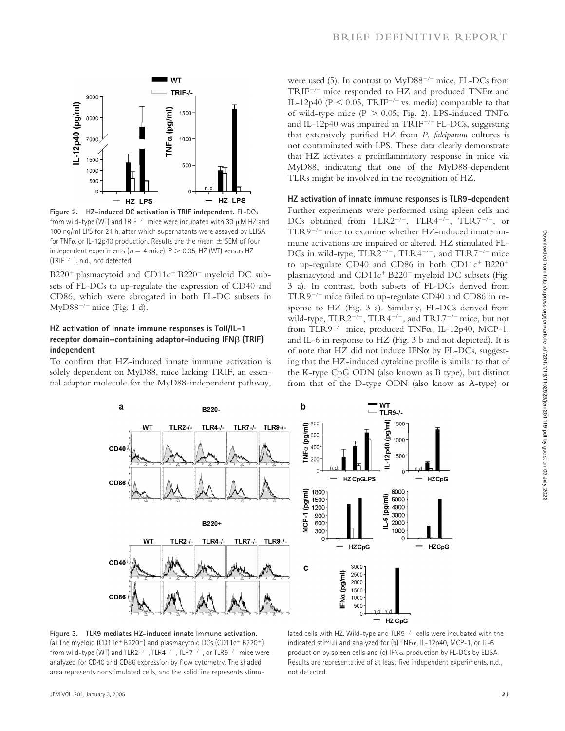Figure 2. **HZ-induced DC activation is TRIF independent.** FL-DCs from wild-type (WT) and TRIF$^{-/-}$ mice were incubated with 30 μM HZ and 100 ng/ml LPS for 24 h, after which supernatants were assayed by ELISA for TNFα or IL-12p40 production. Results are the mean ± SEM of four independent experiments ($n = 4$ mice). $P > 0.05$, HZ (WT) versus HZ (TRIF$^{-/-}$). n.d., not detected.

B220$^{+}$ plasmacytoid and CD11c$^{+}$ B220$^{-}$ myeloid DC subsets of FL-DCs to up-regulate the expression of CD40 and CD86, which were abrogated in both FL-DC subsets in MyD88$^{-/-}$ mice (Fig. 1 d).

### HZ activation of innate immune responses is Toll/IL-1 receptor domain–containing adaptor-inducing IFNβ (TRIF) independent

To confirm that HZ-induced innate immune activation is solely dependent on MyD88, mice lacking TRIF, an essential adaptor molecule for the MyD88-independent pathway, were used (5). In contrast to MyD88$^{-/-}$ mice, FL-DCs from TRIF$^{-/-}$ mice responded to HZ and produced TNFα and IL-12p40 ($P < 0.05$, TRIF$^{-/-}$ vs. media) comparable to that of wild-type mice ($P > 0.05$; Fig. 2). LPS-induced TNFα and IL-12p40 was impaired in TRIF$^{-/-}$ FL-DCs, suggesting that extensively purified HZ from *P. falciparum* cultures is not contaminated with LPS. These data clearly demonstrate that HZ activates a proinflammatory response in mice via MyD88, indicating that one of the MyD88-dependent TLRs might be involved in the recognition of HZ.

### HZ activation of innate immune responses is TLR9-dependent

Further experiments were performed using spleen cells and DCs obtained from TLR2$^{-/-}$, TLR4$^{-/-}$, TLR7$^{-/-}$, or TLR9$^{-/-}$ mice to examine whether HZ-induced innate immune activations are impaired or altered. HZ stimulated FL-DCs in wild-type, TLR2$^{-/-}$, TLR4$^{-/-}$, and TLR7$^{-/-}$ mice to up-regulate CD40 and CD86 in both CD11c$^{+}$ B220$^{+}$ plasmacytoid and CD11c$^{+}$ B220$^{-}$ myeloid DC subsets (Fig. 3 a). In contrast, both subsets of FL-DCs derived from TLR9$^{-/-}$ mice failed to up-regulate CD40 and CD86 in response to HZ (Fig. 3 a). Similarly, FL-DCs derived from wild-type, TLR2$^{-/-}$, TLR4$^{-/-}$, and TRL7$^{-/-}$ mice, but not from TLR9$^{-/-}$ mice, produced TNFα, IL-12p40, MCP-1, and IL-6 in response to HZ (Fig. 3 b and not depicted). It is of note that HZ did not induce IFNα by FL-DCs, suggesting that the HZ-induced cytokine profile is similar to that of the K-type CpG ODN (also known as B type), but distinct from that of the D-type ODN (also know as A-type) or

Figure 3. **TLR9 mediates HZ-induced innate immune activation.** (a) The myeloid (CD11c$^{+}$ B220$^{-}$) and plasmacytoid DCs (CD11c$^{+}$ B220$^{+}$) from wild-type (WT) and TLR2$^{-/-}$, TLR4$^{-/-}$, TLR7$^{-/-}$, or TLR9$^{-/-}$ mice were analyzed for CD40 and CD86 expression by flow cytometry. The shaded area represents nonstimulated cells, and the solid line represents stimulated cells with HZ. Wild-type and TLR9$^{-/-}$ cells were incubated with the indicated stimuli and analyzed for (b) TNFα, IL-12p40, MCP-1, or IL-6 production by spleen cells and (c) IFNα production by FL-DCs by ELISA. Results are representative of at least five independent experiments. n.d., not detected.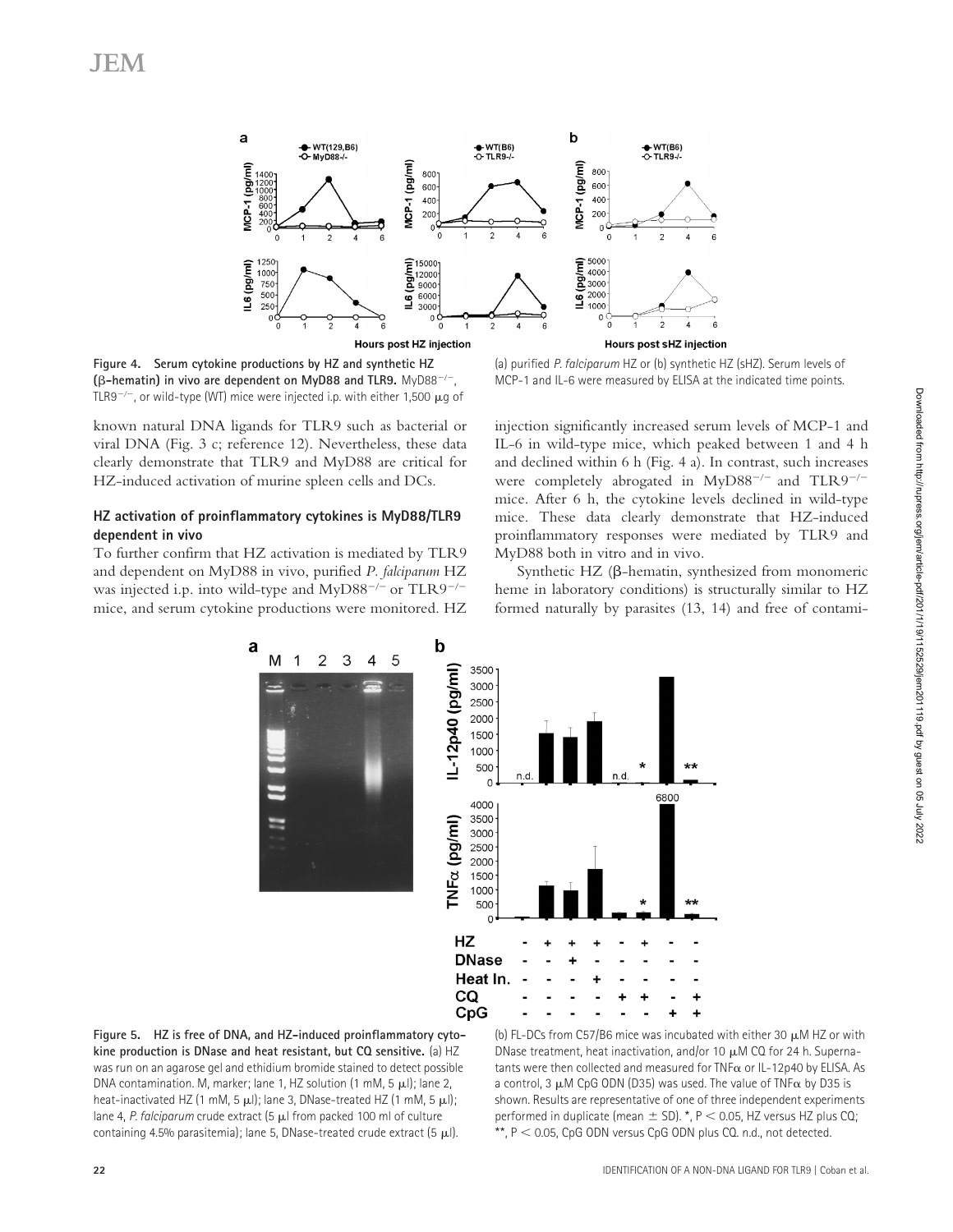**Figure 4. Serum cytokine productions by HZ and synthetic HZ (β-hematin) in vivo are dependent on MyD88 and TLR9.** MyD88$^{-/-}$, TLR9$^{-/-}$, or wild-type (WT) mice were injected i.p. with either 1,500 μg of (a) purified *P. falciparum* HZ or (b) synthetic HZ (sHZ). Serum levels of MCP-1 and IL-6 were measured by ELISA at the indicated time points.

known natural DNA ligands for TLR9 such as bacterial or viral DNA (Fig. 3 c; reference 12). Nevertheless, these data clearly demonstrate that TLR9 and MyD88 are critical for HZ-induced activation of murine spleen cells and DCs.

### HZ activation of proinflammatory cytokines is MyD88/TLR9 dependent in vivo

To further confirm that HZ activation is mediated by TLR9 and dependent on MyD88 in vivo, purified *P. falciparum* HZ was injected i.p. into wild-type and MyD88$^{-/-}$ or TLR9$^{-/-}$ mice, and serum cytokine productions were monitored. HZ injection significantly increased serum levels of MCP-1 and IL-6 in wild-type mice, which peaked between 1 and 4 h and declined within 6 h (Fig. 4 a). In contrast, such increases were completely abrogated in MyD88$^{-/-}$ and TLR9$^{-/-}$ mice. After 6 h, the cytokine levels declined in wild-type mice. These data clearly demonstrate that HZ-induced proinflammatory responses were mediated by TLR9 and MyD88 both in vitro and in vivo.

Synthetic HZ (β-hematin, synthesized from monomeric heme in laboratory conditions) is structurally similar to HZ formed naturally by parasites (13, 14) and free of contami-

**Figure 5. HZ is free of DNA, and HZ-induced proinflammatory cytokine production is DNase and heat resistant, but CQ sensitive.** (a) HZ was run on an agarose gel and ethidium bromide stained to detect possible DNA contamination. M, marker; lane 1, HZ solution (1 mM, 5 μl); lane 2, heat-inactivated HZ (1 mM, 5 μl); lane 3, DNase-treated HZ (1 mM, 5 μl); lane 4, *P. falciparum* crude extract (5 μl from packed 100 ml of culture containing 4.5% parasitemia); lane 5, DNase-treated crude extract (5 μl). (b) FL-DCs from C57/B6 mice was incubated with either 30 μM HZ or with DNase treatment, heat inactivation, and/or 10 μM CQ for 24 h. Supernatants were then collected and measured for TNFα or IL-12p40 by ELISA. As a control, 3 μM CpG ODN (D35) was used. The value of TNFα by D35 is shown. Results are representative of one of three independent experiments performed in duplicate (mean ± SD). *, $P < 0.05$, HZ versus HZ plus CQ; **, $P < 0.05$, CpG ODN versus CpG ODN plus CQ. n.d., not detected.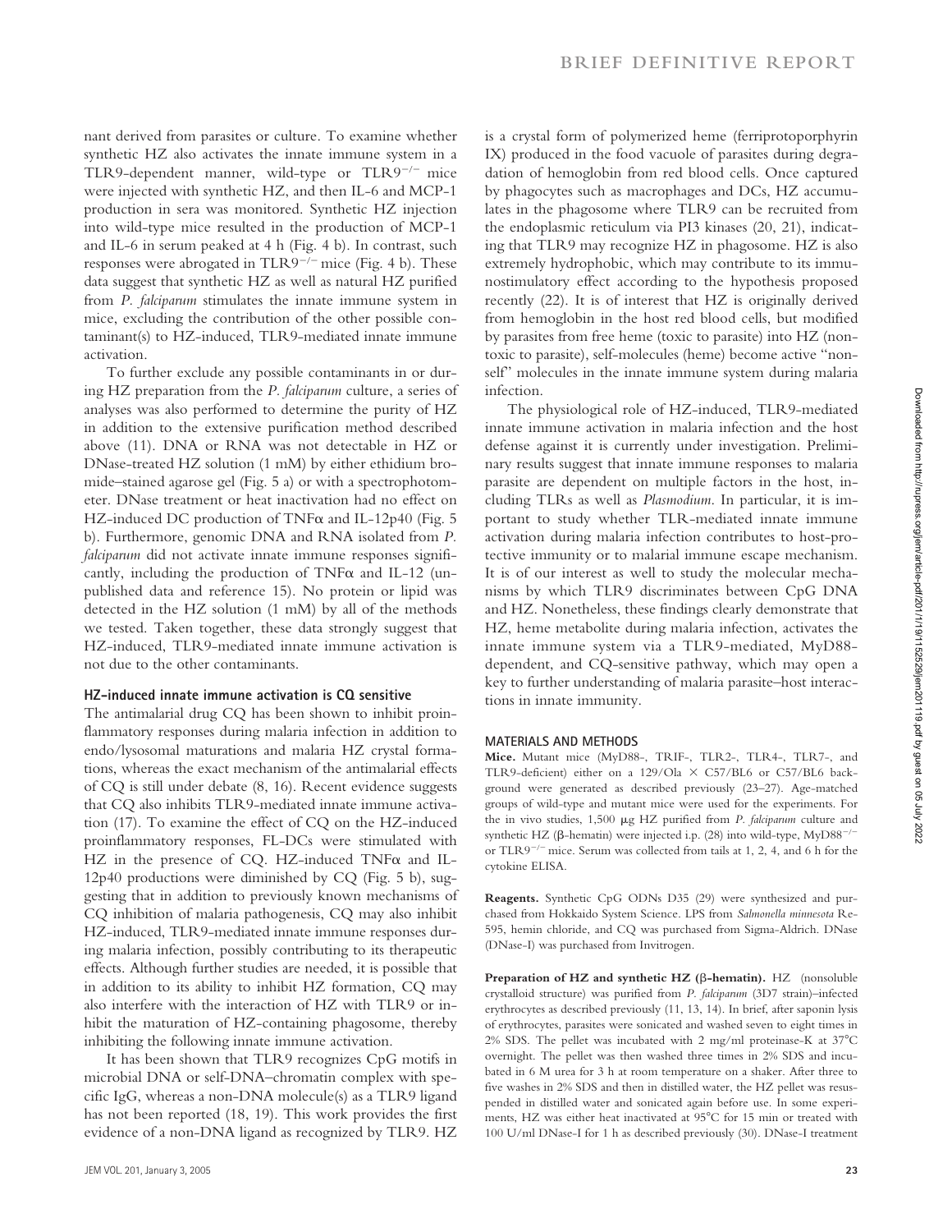nant derived from parasites or culture. To examine whether synthetic HZ also activates the innate immune system in a TLR9-dependent manner, wild-type or TLR9$^{-/-}$ mice were injected with synthetic HZ, and then IL-6 and MCP-1 production in sera was monitored. Synthetic HZ injection into wild-type mice resulted in the production of MCP-1 and IL-6 in serum peaked at 4 h (Fig. 4 b). In contrast, such responses were abrogated in TLR9$^{-/-}$ mice (Fig. 4 b). These data suggest that synthetic HZ as well as natural HZ purified from *P. falciparum* stimulates the innate immune system in mice, excluding the contribution of the other possible contaminant(s) to HZ-induced, TLR9-mediated innate immune activation.

To further exclude any possible contaminants in or during HZ preparation from the *P. falciparum* culture, a series of analyses was also performed to determine the purity of HZ in addition to the extensive purification method described above (11). DNA or RNA was not detectable in HZ or DNase-treated HZ solution (1 mM) by either ethidium bromide–stained agarose gel (Fig. 5 a) or with a spectrophotometer. DNase treatment or heat inactivation had no effect on HZ-induced DC production of TNFα and IL-12p40 (Fig. 5 b). Furthermore, genomic DNA and RNA isolated from *P. falciparum* did not activate innate immune responses significantly, including the production of TNFα and IL-12 (unpublished data and reference 15). No protein or lipid was detected in the HZ solution (1 mM) by all of the methods we tested. Taken together, these data strongly suggest that HZ-induced, TLR9-mediated innate immune activation is not due to the other contaminants.

### HZ-induced innate immune activation is CQ sensitive

The antimalarial drug CQ has been shown to inhibit proinflammatory responses during malaria infection in addition to endo/lysosomal maturations and malaria HZ crystal formations, whereas the exact mechanism of the antimalarial effects of CQ is still under debate (8, 16). Recent evidence suggests that CQ also inhibits TLR9-mediated innate immune activation (17). To examine the effect of CQ on the HZ-induced proinflammatory responses, FL-DCs were stimulated with HZ in the presence of CQ. HZ-induced TNFα and IL-12p40 productions were diminished by CQ (Fig. 5 b), suggesting that in addition to previously known mechanisms of CQ inhibition of malaria pathogenesis, CQ may also inhibit HZ-induced, TLR9-mediated innate immune responses during malaria infection, possibly contributing to its therapeutic effects. Although further studies are needed, it is possible that in addition to its ability to inhibit HZ formation, CQ may also interfere with the interaction of HZ with TLR9 or inhibit the maturation of HZ-containing phagosome, thereby inhibiting the following innate immune activation.

It has been shown that TLR9 recognizes CpG motifs in microbial DNA or self-DNA–chromatin complex with specific IgG, whereas a non-DNA molecule(s) as a TLR9 ligand has not been reported (18, 19). This work provides the first evidence of a non-DNA ligand as recognized by TLR9. HZ is a crystal form of polymerized heme (ferriprotoporphyrin IX) produced in the food vacuole of parasites during degradation of hemoglobin from red blood cells. Once captured by phagocytes such as macrophages and DCs, HZ accumulates in the phagosome where TLR9 can be recruited from the endoplasmic reticulum via PI3 kinases (20, 21), indicating that TLR9 may recognize HZ in phagosome. HZ is also extremely hydrophobic, which may contribute to its immunostimulatory effect according to the hypothesis proposed recently (22). It is of interest that HZ is originally derived from hemoglobin in the host red blood cells, but modified by parasites from free heme (toxic to parasite) into HZ (nontoxic to parasite), self-molecules (heme) become active "nonself" molecules in the innate immune system during malaria infection.

The physiological role of HZ-induced, TLR9-mediated innate immune activation in malaria infection and the host defense against it is currently under investigation. Preliminary results suggest that innate immune responses to malaria parasite are dependent on multiple factors in the host, including TLRs as well as *Plasmodium*. In particular, it is important to study whether TLR-mediated innate immune activation during malaria infection contributes to host-protective immunity or to malarial immune escape mechanism. It is of our interest as well to study the molecular mechanisms by which TLR9 discriminates between CpG DNA and HZ. Nonetheless, these findings clearly demonstrate that HZ, heme metabolite during malaria infection, activates the innate immune system via a TLR9-mediated, MyD88-dependent, and CQ-sensitive pathway, which may open a key to further understanding of malaria parasite–host interactions in innate immunity.

## MATERIALS AND METHODS

**Mice.** Mutant mice (MyD88-, TRIF-, TLR2-, TLR4-, TLR7-, and TLR9-deficient) either on a 129/Ola × C57/BL6 or C57/BL6 background were generated as described previously (23–27). Age-matched groups of wild-type and mutant mice were used for the experiments. For the in vivo studies, 1,500 μg HZ purified from *P. falciparum* culture and synthetic HZ (β-hematin) were injected i.p. (28) into wild-type, MyD88$^{-/-}$ or TLR9$^{-/-}$ mice. Serum was collected from tails at 1, 2, 4, and 6 h for the cytokine ELISA.

**Reagents.** Synthetic CpG ODNs D35 (29) were synthesized and purchased from Hokkaido System Science. LPS from *Salmonella minnesota* Re-595, hemin chloride, and CQ was purchased from Sigma-Aldrich. DNase (DNase-I) was purchased from Invitrogen.

**Preparation of HZ and synthetic HZ (β-hematin).** HZ (nonsoluble crystalloid structure) was purified from *P. falciparum* (3D7 strain)–infected erythrocytes as described previously (11, 13, 14). In brief, after saponin lysis of erythrocytes, parasites were sonicated and washed seven to eight times in 2% SDS. The pellet was incubated with 2 mg/ml proteinase-K at 37°C overnight. The pellet was then washed three times in 2% SDS and incubated in 6 M urea for 3 h at room temperature on a shaker. After three to five washes in 2% SDS and then in distilled water, the HZ pellet was resuspended in distilled water and sonicated again before use. In some experiments, HZ was either heat inactivated at 95°C for 15 min or treated with 100 U/ml DNase-I for 1 h as described previously (30). DNase-I treatment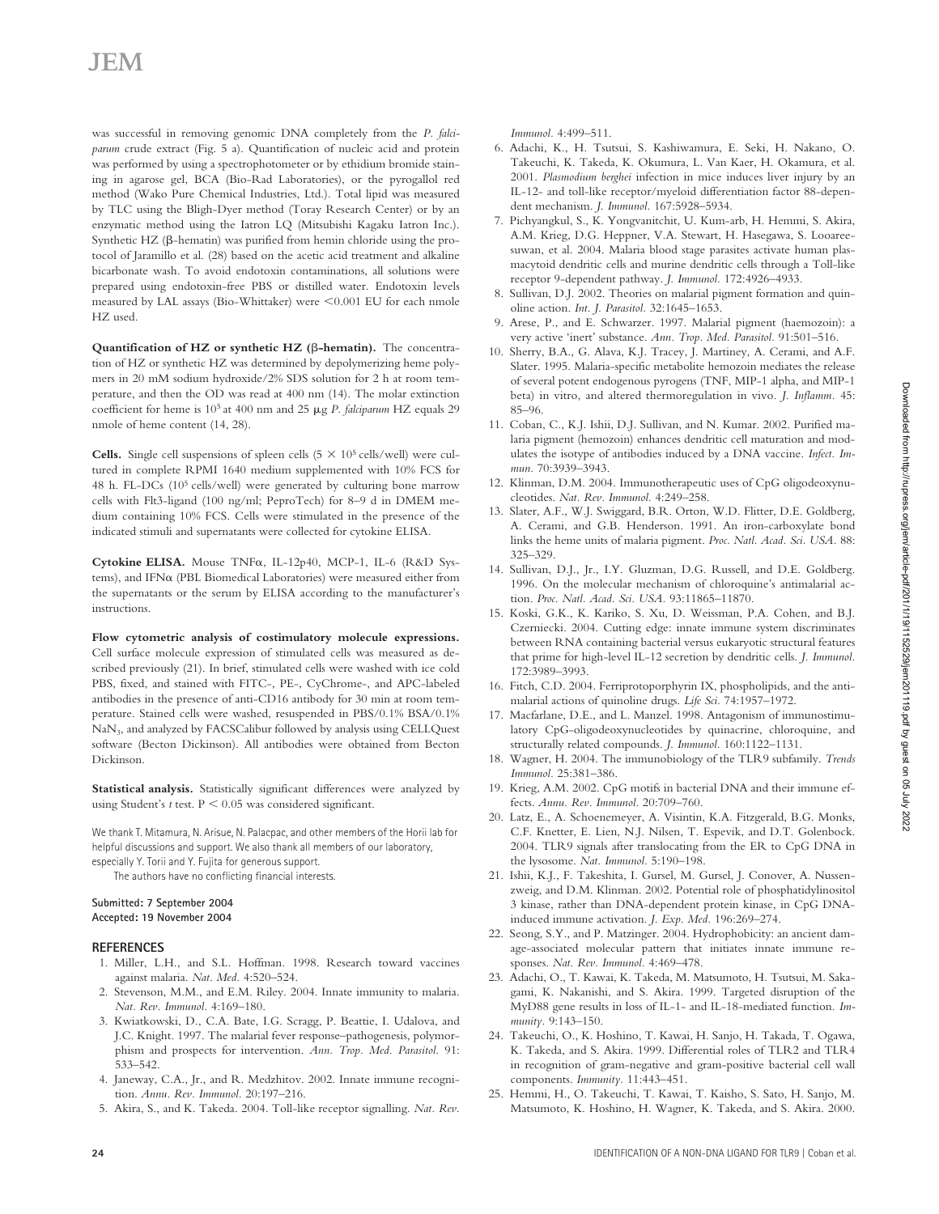was successful in removing genomic DNA completely from the *P. falciparum* crude extract (Fig. 5 a). Quantification of nucleic acid and protein was performed by using a spectrophotometer or by ethidium bromide staining in agarose gel, BCA (Bio-Rad Laboratories), or the pyrogallol red method (Wako Pure Chemical Industries, Ltd.). Total lipid was measured by TLC using the Bligh-Dyer method (Toray Research Center) or by an enzymatic method using the Iatron LQ (Mitsubishi Kagaku Iatron Inc.). Synthetic HZ (β-hematin) was purified from hemin chloride using the protocol of Jaramillo et al. (28) based on the acetic acid treatment and alkaline bicarbonate wash. To avoid endotoxin contaminations, all solutions were prepared using endotoxin-free PBS or distilled water. Endotoxin levels measured by LAL assays (Bio-Whittaker) were <0.001 EU for each nmole HZ used.

**Quantification of HZ or synthetic HZ (β-hematin).** The concentration of HZ or synthetic HZ was determined by depolymerizing heme polymers in 20 mM sodium hydroxide/2% SDS solution for 2 h at room temperature, and then the OD was read at 400 nm (14). The molar extinction coefficient for heme is $10^5$ at 400 nm and 25 μg *P. falciparum* HZ equals 29 nmole of heme content (14, 28).

**Cells.** Single cell suspensions of spleen cells ($5 \times 10^5$ cells/well) were cultured in complete RPMI 1640 medium supplemented with 10% FCS for 48 h. FL-DCs ($10^5$ cells/well) were generated by culturing bone marrow cells with Flt3-ligand (100 ng/ml; PeproTech) for 8–9 d in DMEM medium containing 10% FCS. Cells were stimulated in the presence of the indicated stimuli and supernatants were collected for cytokine ELISA.

**Cytokine ELISA.** Mouse TNFα, IL-12p40, MCP-1, IL-6 (R&D Systems), and IFNα (PBL Biomedical Laboratories) were measured either from the supernatants or the serum by ELISA according to the manufacturer's instructions.

**Flow cytometric analysis of costimulatory molecule expressions.** Cell surface molecule expression of stimulated cells was measured as described previously (21). In brief, stimulated cells were washed with ice cold PBS, fixed, and stained with FITC-, PE-, CyChrome-, and APC-labeled antibodies in the presence of anti-CD16 antibody for 30 min at room temperature. Stained cells were washed, resuspended in PBS/0.1% BSA/0.1% $NaN_3$, and analyzed by FACSCalibur followed by analysis using CELLQuest software (Becton Dickinson). All antibodies were obtained from Becton Dickinson.

**Statistical analysis.** Statistically significant differences were analyzed by using Student's *t* test. $P < 0.05$ was considered significant.

We thank T. Mitamura, N. Arisue, N. Palacpac, and other members of the Horii lab for helpful discussions and support. We also thank all members of our laboratory, especially Y. Torii and Y. Fujita for generous support.

The authors have no conflicting financial interests.

**Submitted: 7 September 2004**
**Accepted: 19 November 2004**

## REFERENCES

1. Miller, L.H., and S.L. Hoffman. 1998. Research toward vaccines against malaria. *Nat. Med.* 4:520–524.
2. Stevenson, M.M., and E.M. Riley. 2004. Innate immunity to malaria. *Nat. Rev. Immunol.* 4:169–180.
3. Kwiatkowski, D., C.A. Bate, I.G. Scragg, P. Beattie, I. Udalova, and J.C. Knight. 1997. The malarial fever response–pathogenesis, polymorphism and prospects for intervention. *Ann. Trop. Med. Parasitol.* 91: 533–542.
4. Janeway, C.A., Jr., and R. Medzhitov. 2002. Innate immune recognition. *Annu. Rev. Immunol.* 20:197–216.
5. Akira, S., and K. Takeda. 2004. Toll-like receptor signalling. *Nat. Rev. Immunol.* 4:499–511.
6. Adachi, K., H. Tsutsui, S. Kashiwamura, E. Seki, H. Nakano, O. Takeuchi, K. Takeda, K. Okumura, L. Van Kaer, H. Okamura, et al. 2001. *Plasmodium berghei* infection in mice induces liver injury by an IL-12- and toll-like receptor/myeloid differentiation factor 88-dependent mechanism. *J. Immunol.* 167:5928–5934.
7. Pichyangkul, S., K. Yongvanitchit, U. Kum-arb, H. Hemmi, S. Akira, A.M. Krieg, D.G. Heppner, V.A. Stewart, H. Hasegawa, S. Looareesuwan, et al. 2004. Malaria blood stage parasites activate human plasmacytoid dendritic cells and murine dendritic cells through a Toll-like receptor 9-dependent pathway. *J. Immunol.* 172:4926–4933.
8. Sullivan, D.J. 2002. Theories on malarial pigment formation and quinoline action. *Int. J. Parasitol.* 32:1645–1653.
9. Arese, P., and E. Schwarzer. 1997. Malarial pigment (haemozoin): a very active 'inert' substance. *Ann. Trop. Med. Parasitol.* 91:501–516.
10. Sherry, B.A., G. Alava, K.J. Tracey, J. Martiney, A. Cerami, and A.F. Slater. 1995. Malaria-specific metabolite hemozoin mediates the release of several potent endogenous pyrogens (TNF, MIP-1 alpha, and MIP-1 beta) in vitro, and altered thermoregulation in vivo. *J. Inflamm.* 45: 85–96.
11. Coban, C., K.J. Ishii, D.J. Sullivan, and N. Kumar. 2002. Purified malaria pigment (hemozoin) enhances dendritic cell maturation and modulates the isotype of antibodies induced by a DNA vaccine. *Infect. Immun.* 70:3939–3943.
12. Klinman, D.M. 2004. Immunotherapeutic uses of CpG oligodeoxynucleotides. *Nat. Rev. Immunol.* 4:249–258.
13. Slater, A.F., W.J. Swiggard, B.R. Orton, W.D. Flitter, D.E. Goldberg, A. Cerami, and G.B. Henderson. 1991. An iron-carboxylate bond links the heme units of malaria pigment. *Proc. Natl. Acad. Sci. USA.* 88: 325–329.
14. Sullivan, D.J., Jr., I.Y. Gluzman, D.G. Russell, and D.E. Goldberg. 1996. On the molecular mechanism of chloroquine's antimalarial action. *Proc. Natl. Acad. Sci. USA.* 93:11865–11870.
15. Koski, G.K., K. Kariko, S. Xu, D. Weissman, P.A. Cohen, and B.J. Czerniecki. 2004. Cutting edge: innate immune system discriminates between RNA containing bacterial versus eukaryotic structural features that prime for high-level IL-12 secretion by dendritic cells. *J. Immunol.* 172:3989–3993.
16. Fitch, C.D. 2004. Ferriprotoporphyrin IX, phospholipids, and the antimalarial actions of quinoline drugs. *Life Sci.* 74:1957–1972.
17. Macfarlane, D.E., and L. Manzel. 1998. Antagonism of immunostimulatory CpG-oligodeoxynucleotides by quinacrine, chloroquine, and structurally related compounds. *J. Immunol.* 160:1122–1131.
18. Wagner, H. 2004. The immunobiology of the TLR9 subfamily. *Trends Immunol.* 25:381–386.
19. Krieg, A.M. 2002. CpG motifs in bacterial DNA and their immune effects. *Annu. Rev. Immunol.* 20:709–760.
20. Latz, E., A. Schoenemeyer, A. Visintin, K.A. Fitzgerald, B.G. Monks, C.F. Knetter, E. Lien, N.J. Nilsen, T. Espevik, and D.T. Golenbock. 2004. TLR9 signals after translocating from the ER to CpG DNA in the lysosome. *Nat. Immunol.* 5:190–198.
21. Ishii, K.J., F. Takeshita, I. Gursel, M. Gursel, J. Conover, A. Nussenzweig, and D.M. Klinman. 2002. Potential role of phosphatidylinositol 3 kinase, rather than DNA-dependent protein kinase, in CpG DNA-induced immune activation. *J. Exp. Med.* 196:269–274.
22. Seong, S.Y., and P. Matzinger. 2004. Hydrophobicity: an ancient damage-associated molecular pattern that initiates innate immune responses. *Nat. Rev. Immunol.* 4:469–478.
23. Adachi, O., T. Kawai, K. Takeda, M. Matsumoto, H. Tsutsui, M. Sakagami, K. Nakanishi, and S. Akira. 1999. Targeted disruption of the MyD88 gene results in loss of IL-1- and IL-18-mediated function. *Immunity.* 9:143–150.
24. Takeuchi, O., K. Hoshino, T. Kawai, H. Sanjo, H. Takada, T. Ogawa, K. Takeda, and S. Akira. 1999. Differential roles of TLR2 and TLR4 in recognition of gram-negative and gram-positive bacterial cell wall components. *Immunity.* 11:443–451.
25. Hemmi, H., O. Takeuchi, T. Kawai, T. Kaisho, S. Sato, H. Sanjo, M. Matsumoto, K. Hoshino, H. Wagner, K. Takeda, and S. Akira. 2000.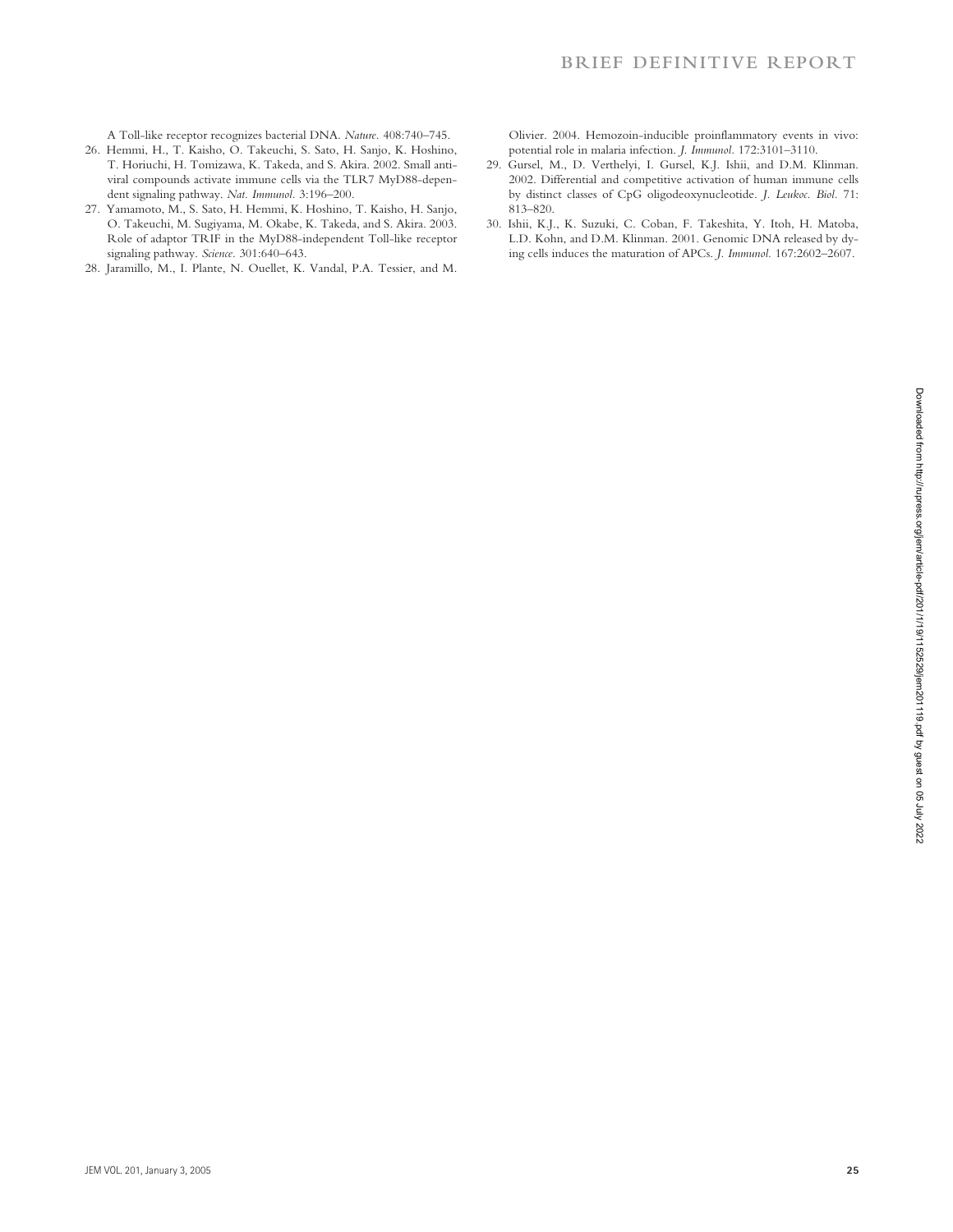A Toll-like receptor recognizes bacterial DNA. *Nature*. 408:740–745.

26. Hemmi, H., T. Kaisho, O. Takeuchi, S. Sato, H. Sanjo, K. Hoshino, T. Horiuchi, H. Tomizawa, K. Takeda, and S. Akira. 2002. Small antiviral compounds activate immune cells via the TLR7 MyD88-dependent signaling pathway. *Nat. Immunol*. 3:196–200.
27. Yamamoto, M., S. Sato, H. Hemmi, K. Hoshino, T. Kaisho, H. Sanjo, O. Takeuchi, M. Sugiyama, M. Okabe, K. Takeda, and S. Akira. 2003. Role of adaptor TRIF in the MyD88-independent Toll-like receptor signaling pathway. *Science*. 301:640–643.
28. Jaramillo, M., I. Plante, N. Ouellet, K. Vandal, P.A. Tessier, and M. Olivier. 2004. Hemozoin-inducible proinflammatory events in vivo: potential role in malaria infection. *J. Immunol*. 172:3101–3110.
29. Gursel, M., D. Verthelyi, I. Gursel, K.J. Ishii, and D.M. Klinman. 2002. Differential and competitive activation of human immune cells by distinct classes of CpG oligodeoxynucleotide. *J. Leukoc. Biol*. 71: 813–820.
30. Ishii, K.J., K. Suzuki, C. Coban, F. Takeshita, Y. Itoh, H. Matoba, L.D. Kohn, and D.M. Klinman. 2001. Genomic DNA released by dying cells induces the maturation of APCs. *J. Immunol*. 167:2602–2607.